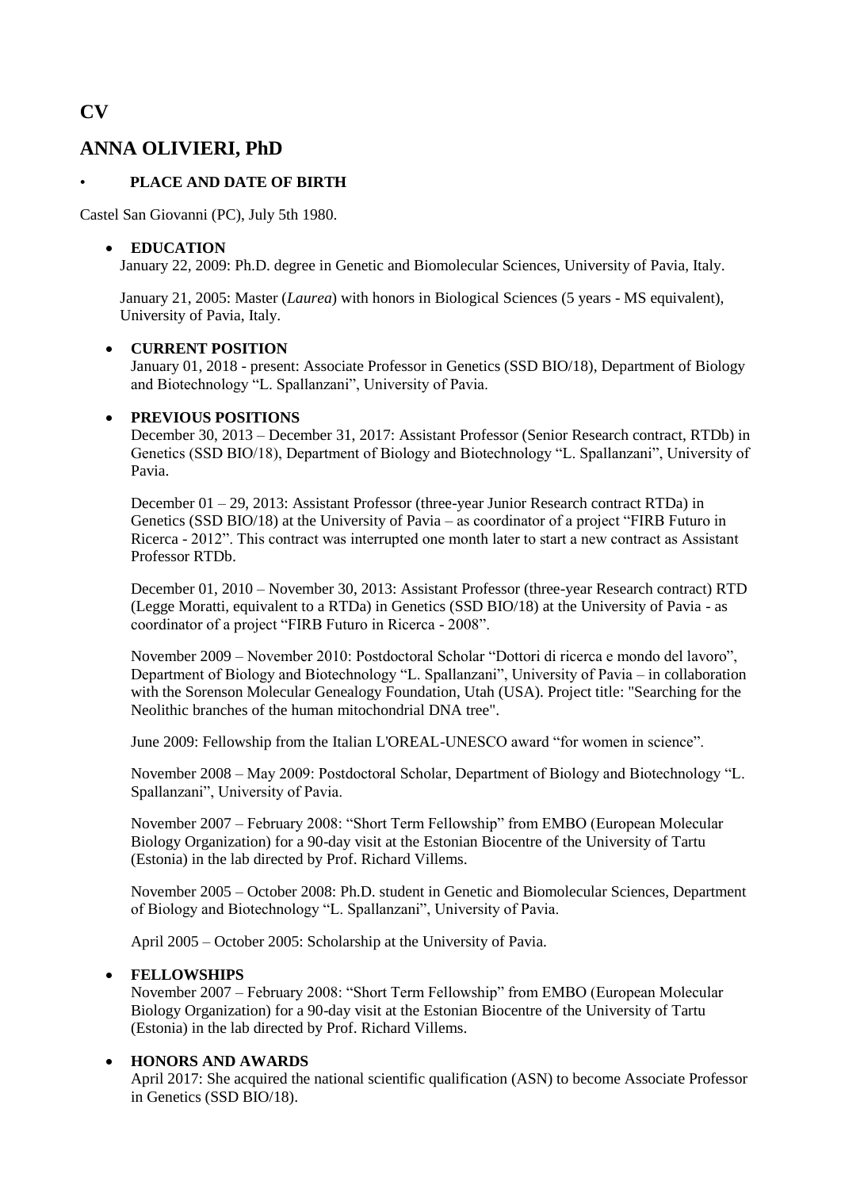# CV

# ANNA OLIVIERI, PhD

- **PLACE AND DATE OF BIRTH**

Castel San Giovanni (PC), July 5th 1980.

- **EDUCATION**

  January 22, 2009: Ph.D. degree in Genetic and Biomolecular Sciences, University of Pavia, Italy.

  January 21, 2005: Master (*Laurea*) with honors in Biological Sciences (5 years - MS equivalent), University of Pavia, Italy.

- **CURRENT POSITION**

  January 01, 2018 - present: Associate Professor in Genetics (SSD BIO/18), Department of Biology and Biotechnology "L. Spallanzani", University of Pavia.

- **PREVIOUS POSITIONS**

  December 30, 2013 – December 31, 2017: Assistant Professor (Senior Research contract, RTDb) in Genetics (SSD BIO/18), Department of Biology and Biotechnology "L. Spallanzani", University of Pavia.

  December 01 – 29, 2013: Assistant Professor (three-year Junior Research contract RTDa) in Genetics (SSD BIO/18) at the University of Pavia – as coordinator of a project "FIRB Futuro in Ricerca - 2012". This contract was interrupted one month later to start a new contract as Assistant Professor RTDb.

  December 01, 2010 – November 30, 2013: Assistant Professor (three-year Research contract) RTD (Legge Moratti, equivalent to a RTDa) in Genetics (SSD BIO/18) at the University of Pavia - as coordinator of a project "FIRB Futuro in Ricerca - 2008".

  November 2009 – November 2010: Postdoctoral Scholar "Dottori di ricerca e mondo del lavoro", Department of Biology and Biotechnology "L. Spallanzani", University of Pavia – in collaboration with the Sorenson Molecular Genealogy Foundation, Utah (USA). Project title: "Searching for the Neolithic branches of the human mitochondrial DNA tree".

  June 2009: Fellowship from the Italian L'OREAL-UNESCO award "for women in science".

  November 2008 – May 2009: Postdoctoral Scholar, Department of Biology and Biotechnology "L. Spallanzani", University of Pavia.

  November 2007 – February 2008: "Short Term Fellowship" from EMBO (European Molecular Biology Organization) for a 90-day visit at the Estonian Biocentre of the University of Tartu (Estonia) in the lab directed by Prof. Richard Villems.

  November 2005 – October 2008: Ph.D. student in Genetic and Biomolecular Sciences, Department of Biology and Biotechnology "L. Spallanzani", University of Pavia.

  April 2005 – October 2005: Scholarship at the University of Pavia.

- **FELLOWSHIPS**

  November 2007 – February 2008: "Short Term Fellowship" from EMBO (European Molecular Biology Organization) for a 90-day visit at the Estonian Biocentre of the University of Tartu (Estonia) in the lab directed by Prof. Richard Villems.

- **HONORS AND AWARDS**

  April 2017: She acquired the national scientific qualification (ASN) to become Associate Professor in Genetics (SSD BIO/18).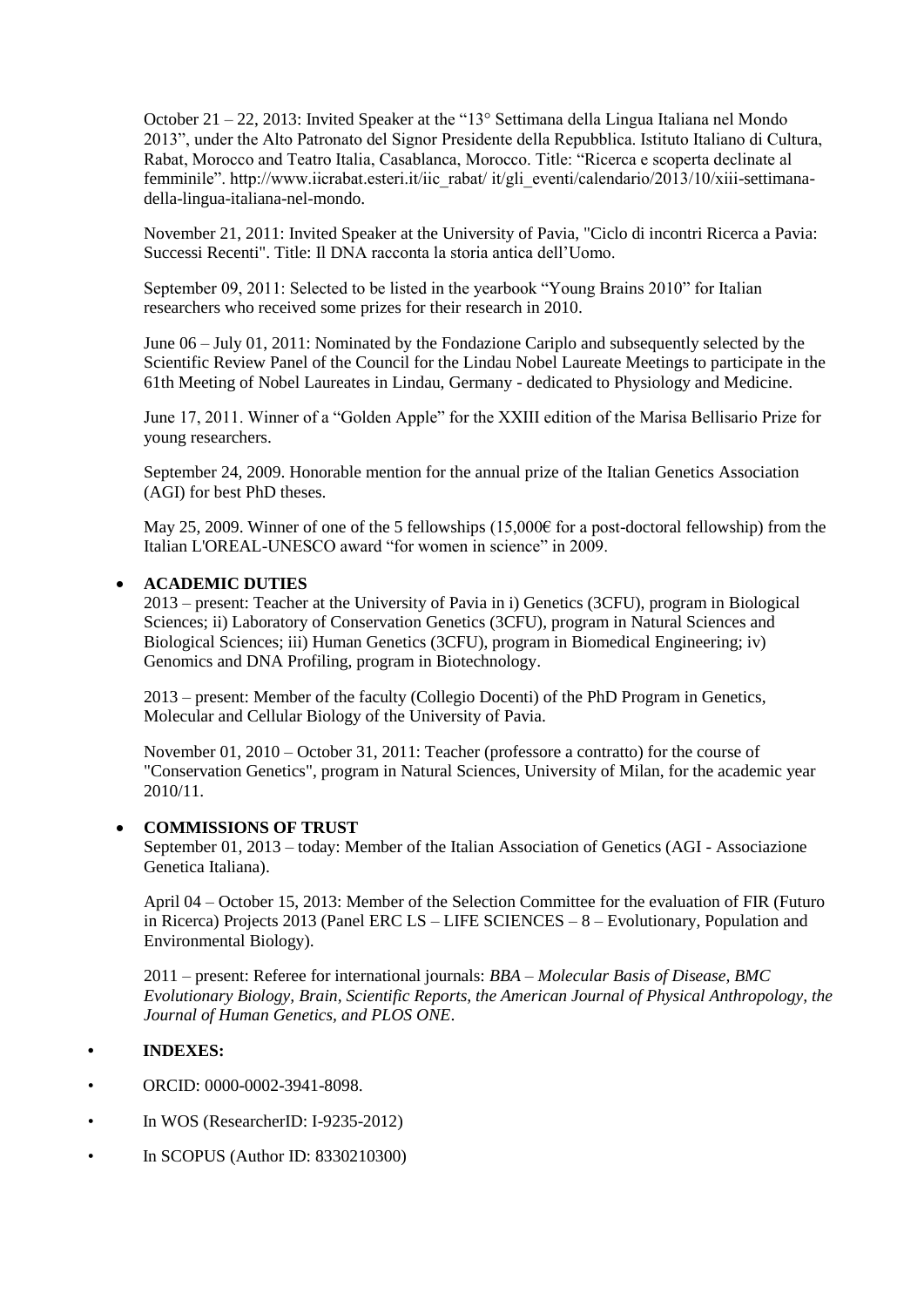October 21 – 22, 2013: Invited Speaker at the "13° Settimana della Lingua Italiana nel Mondo 2013", under the Alto Patronato del Signor Presidente della Repubblica. Istituto Italiano di Cultura, Rabat, Morocco and Teatro Italia, Casablanca, Morocco. Title: "Ricerca e scoperta declinate al femminile". http://www.iicrabat.esteri.it/iic_rabat/ it/gli_eventi/calendario/2013/10/xiii-settimana-della-lingua-italiana-nel-mondo.

November 21, 2011: Invited Speaker at the University of Pavia, "Ciclo di incontri Ricerca a Pavia: Successi Recenti". Title: Il DNA racconta la storia antica dell'Uomo.

September 09, 2011: Selected to be listed in the yearbook "Young Brains 2010" for Italian researchers who received some prizes for their research in 2010.

June 06 – July 01, 2011: Nominated by the Fondazione Cariplo and subsequently selected by the Scientific Review Panel of the Council for the Lindau Nobel Laureate Meetings to participate in the 61th Meeting of Nobel Laureates in Lindau, Germany - dedicated to Physiology and Medicine.

June 17, 2011. Winner of a "Golden Apple" for the XXIII edition of the Marisa Bellisario Prize for young researchers.

September 24, 2009. Honorable mention for the annual prize of the Italian Genetics Association (AGI) for best PhD theses.

May 25, 2009. Winner of one of the 5 fellowships (15,000€ for a post-doctoral fellowship) from the Italian L'OREAL-UNESCO award "for women in science" in 2009.

- **ACADEMIC DUTIES**

  2013 – present: Teacher at the University of Pavia in i) Genetics (3CFU), program in Biological Sciences; ii) Laboratory of Conservation Genetics (3CFU), program in Natural Sciences and Biological Sciences; iii) Human Genetics (3CFU), program in Biomedical Engineering; iv) Genomics and DNA Profiling, program in Biotechnology.

  2013 – present: Member of the faculty (Collegio Docenti) of the PhD Program in Genetics, Molecular and Cellular Biology of the University of Pavia.

  November 01, 2010 – October 31, 2011: Teacher (professore a contratto) for the course of "Conservation Genetics", program in Natural Sciences, University of Milan, for the academic year 2010/11.

- **COMMISSIONS OF TRUST**

  September 01, 2013 – today: Member of the Italian Association of Genetics (AGI - Associazione Genetica Italiana).

  April 04 – October 15, 2013: Member of the Selection Committee for the evaluation of FIR (Futuro in Ricerca) Projects 2013 (Panel ERC LS – LIFE SCIENCES – 8 – Evolutionary, Population and Environmental Biology).

  2011 – present: Referee for international journals: *BBA – Molecular Basis of Disease, BMC Evolutionary Biology, Brain, Scientific Reports, the American Journal of Physical Anthropology, the Journal of Human Genetics, and PLOS ONE*.

- **INDEXES:**
- ORCID: 0000-0002-3941-8098.
- In WOS (ResearcherID: I-9235-2012)
- In SCOPUS (Author ID: 8330210300)